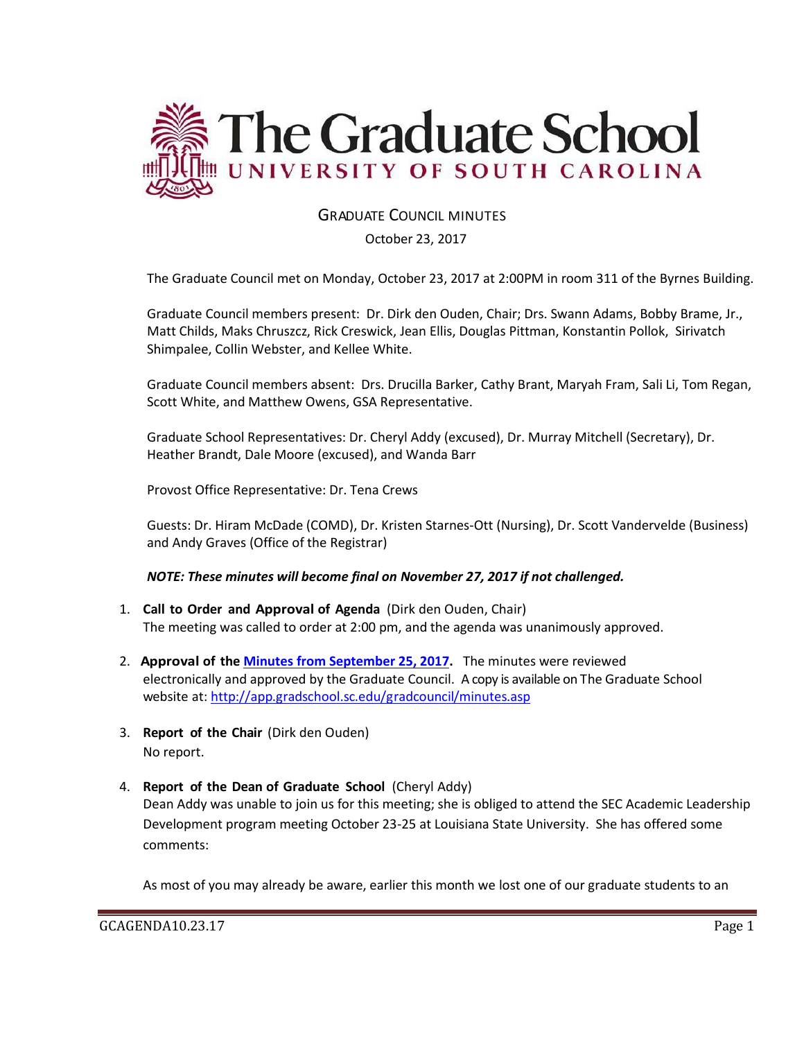# The Graduate School

## UNIVERSITY OF SOUTH CAROLINA

GRADUATE COUNCIL MINUTES

October 23, 2017

The Graduate Council met on Monday, October 23, 2017 at 2:00PM in room 311 of the Byrnes Building.

Graduate Council members present: Dr. Dirk den Ouden, Chair; Drs. Swann Adams, Bobby Brame, Jr., Matt Childs, Maks Chruszcz, Rick Creswick, Jean Ellis, Douglas Pittman, Konstantin Pollok, Sirivatch Shimpalee, Collin Webster, and Kellee White.

Graduate Council members absent: Drs. Drucilla Barker, Cathy Brant, Maryah Fram, Sali Li, Tom Regan, Scott White, and Matthew Owens, GSA Representative.

Graduate School Representatives: Dr. Cheryl Addy (excused), Dr. Murray Mitchell (Secretary), Dr. Heather Brandt, Dale Moore (excused), and Wanda Barr

Provost Office Representative: Dr. Tena Crews

Guests: Dr. Hiram McDade (COMD), Dr. Kristen Starnes-Ott (Nursing), Dr. Scott Vandervelde (Business) and Andy Graves (Office of the Registrar)

***NOTE: These minutes will become final on November 27, 2017 if not challenged.***

1. **Call to Order and Approval of Agenda** (Dirk den Ouden, Chair)
   The meeting was called to order at 2:00 pm, and the agenda was unanimously approved.

2. **Approval of the Minutes from September 25, 2017.** The minutes were reviewed electronically and approved by the Graduate Council. A copy is available on The Graduate School website at: http://app.gradschool.sc.edu/gradcouncil/minutes.asp

3. **Report of the Chair** (Dirk den Ouden)
   No report.

4. **Report of the Dean of Graduate School** (Cheryl Addy)
   Dean Addy was unable to join us for this meeting; she is obliged to attend the SEC Academic Leadership Development program meeting October 23-25 at Louisiana State University. She has offered some comments:

   As most of you may already be aware, earlier this month we lost one of our graduate students to an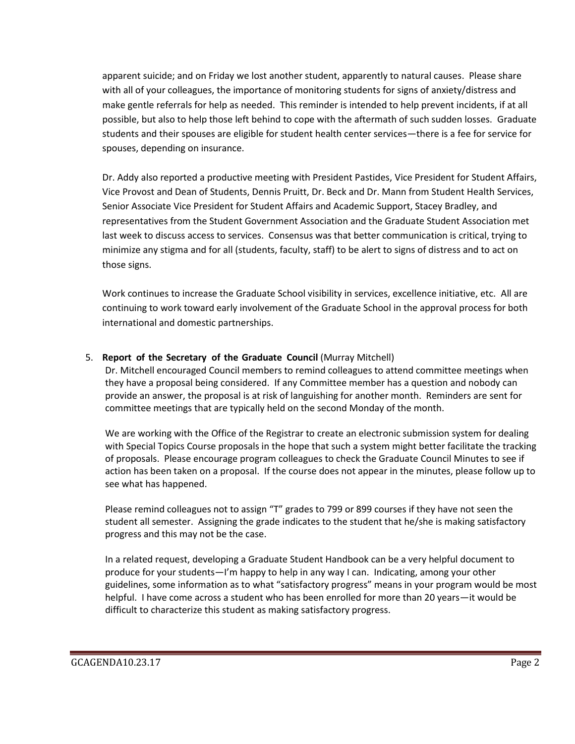apparent suicide; and on Friday we lost another student, apparently to natural causes. Please share with all of your colleagues, the importance of monitoring students for signs of anxiety/distress and make gentle referrals for help as needed. This reminder is intended to help prevent incidents, if at all possible, but also to help those left behind to cope with the aftermath of such sudden losses. Graduate students and their spouses are eligible for student health center services—there is a fee for service for spouses, depending on insurance.

Dr. Addy also reported a productive meeting with President Pastides, Vice President for Student Affairs, Vice Provost and Dean of Students, Dennis Pruitt, Dr. Beck and Dr. Mann from Student Health Services, Senior Associate Vice President for Student Affairs and Academic Support, Stacey Bradley, and representatives from the Student Government Association and the Graduate Student Association met last week to discuss access to services. Consensus was that better communication is critical, trying to minimize any stigma and for all (students, faculty, staff) to be alert to signs of distress and to act on those signs.

Work continues to increase the Graduate School visibility in services, excellence initiative, etc. All are continuing to work toward early involvement of the Graduate School in the approval process for both international and domestic partnerships.

5. **Report of the Secretary of the Graduate Council** (Murray Mitchell)

   Dr. Mitchell encouraged Council members to remind colleagues to attend committee meetings when they have a proposal being considered. If any Committee member has a question and nobody can provide an answer, the proposal is at risk of languishing for another month. Reminders are sent for committee meetings that are typically held on the second Monday of the month.

   We are working with the Office of the Registrar to create an electronic submission system for dealing with Special Topics Course proposals in the hope that such a system might better facilitate the tracking of proposals. Please encourage program colleagues to check the Graduate Council Minutes to see if action has been taken on a proposal. If the course does not appear in the minutes, please follow up to see what has happened.

   Please remind colleagues not to assign "T" grades to 799 or 899 courses if they have not seen the student all semester. Assigning the grade indicates to the student that he/she is making satisfactory progress and this may not be the case.

   In a related request, developing a Graduate Student Handbook can be a very helpful document to produce for your students—I'm happy to help in any way I can. Indicating, among your other guidelines, some information as to what "satisfactory progress" means in your program would be most helpful. I have come across a student who has been enrolled for more than 20 years—it would be difficult to characterize this student as making satisfactory progress.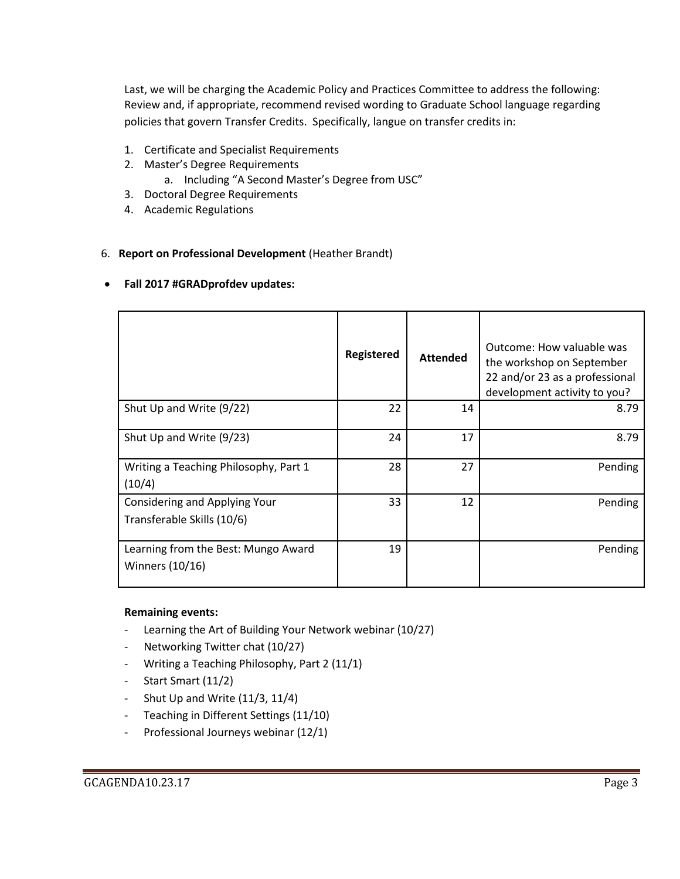Last, we will be charging the Academic Policy and Practices Committee to address the following: Review and, if appropriate, recommend revised wording to Graduate School language regarding policies that govern Transfer Credits. Specifically, langue on transfer credits in:

1. Certificate and Specialist Requirements
2. Master's Degree Requirements
   a. Including "A Second Master's Degree from USC"
3. Doctoral Degree Requirements
4. Academic Regulations

6. **Report on Professional Development** (Heather Brandt)

- **Fall 2017 #GRADprofdev updates:**

| | Registered | Attended | Outcome: How valuable was the workshop on September 22 and/or 23 as a professional development activity to you? |
|---|---|---|---|
| Shut Up and Write (9/22) | 22 | 14 | 8.79 |
| Shut Up and Write (9/23) | 24 | 17 | 8.79 |
| Writing a Teaching Philosophy, Part 1 (10/4) | 28 | 27 | Pending |
| Considering and Applying Your Transferable Skills (10/6) | 33 | 12 | Pending |
| Learning from the Best: Mungo Award Winners (10/16) | 19 | | Pending |

**Remaining events:**

- Learning the Art of Building Your Network webinar (10/27)
- Networking Twitter chat (10/27)
- Writing a Teaching Philosophy, Part 2 (11/1)
- Start Smart (11/2)
- Shut Up and Write (11/3, 11/4)
- Teaching in Different Settings (11/10)
- Professional Journeys webinar (12/1)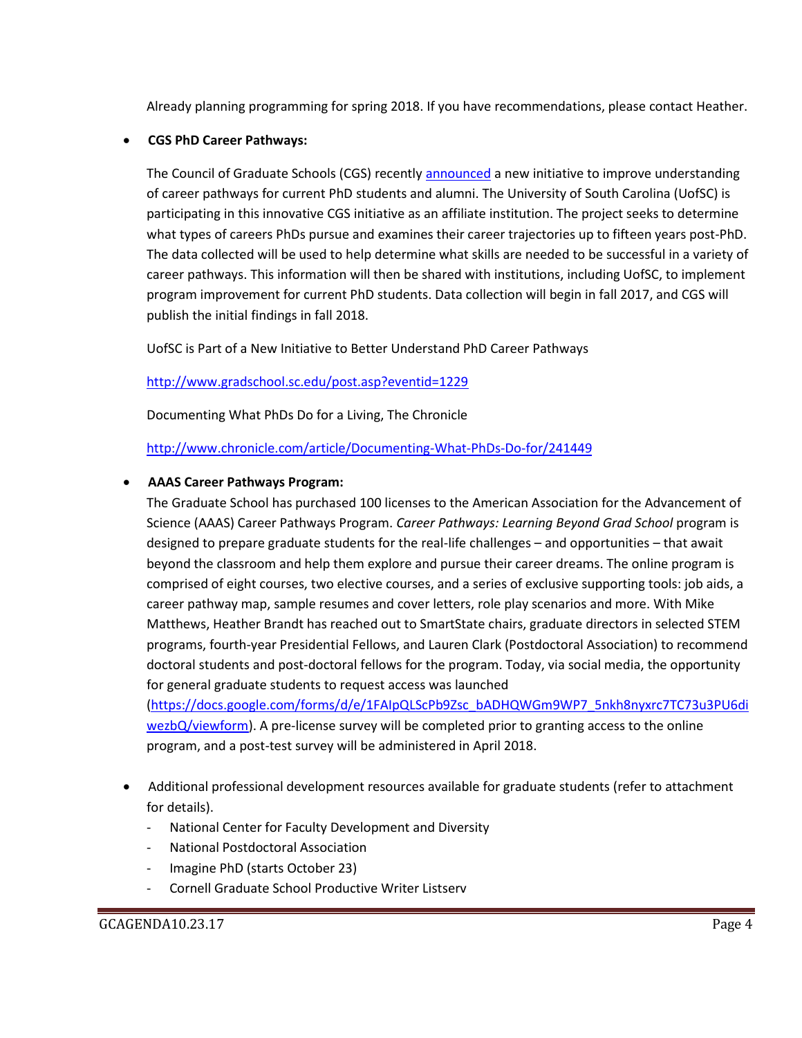Already planning programming for spring 2018. If you have recommendations, please contact Heather.

- **CGS PhD Career Pathways:**

  The Council of Graduate Schools (CGS) recently [announced](announced) a new initiative to improve understanding of career pathways for current PhD students and alumni. The University of South Carolina (UofSC) is participating in this innovative CGS initiative as an affiliate institution. The project seeks to determine what types of careers PhDs pursue and examines their career trajectories up to fifteen years post-PhD. The data collected will be used to help determine what skills are needed to be successful in a variety of career pathways. This information will then be shared with institutions, including UofSC, to implement program improvement for current PhD students. Data collection will begin in fall 2017, and CGS will publish the initial findings in fall 2018.

  UofSC is Part of a New Initiative to Better Understand PhD Career Pathways

  http://www.gradschool.sc.edu/post.asp?eventid=1229

  Documenting What PhDs Do for a Living, The Chronicle

  http://www.chronicle.com/article/Documenting-What-PhDs-Do-for/241449

- **AAAS Career Pathways Program:**
  The Graduate School has purchased 100 licenses to the American Association for the Advancement of Science (AAAS) Career Pathways Program. *Career Pathways: Learning Beyond Grad School* program is designed to prepare graduate students for the real-life challenges – and opportunities – that await beyond the classroom and help them explore and pursue their career dreams. The online program is comprised of eight courses, two elective courses, and a series of exclusive supporting tools: job aids, a career pathway map, sample resumes and cover letters, role play scenarios and more. With Mike Matthews, Heather Brandt has reached out to SmartState chairs, graduate directors in selected STEM programs, fourth-year Presidential Fellows, and Lauren Clark (Postdoctoral Association) to recommend doctoral students and post-doctoral fellows for the program. Today, via social media, the opportunity for general graduate students to request access was launched (https://docs.google.com/forms/d/e/1FAIpQLScPb9Zsc_bADHQWGm9WP7_5nkh8nyxrc7TC73u3PU6diwezbQ/viewform). A pre-license survey will be completed prior to granting access to the online program, and a post-test survey will be administered in April 2018.

- Additional professional development resources available for graduate students (refer to attachment for details).
  - National Center for Faculty Development and Diversity
  - National Postdoctoral Association
  - Imagine PhD (starts October 23)
  - Cornell Graduate School Productive Writer Listserv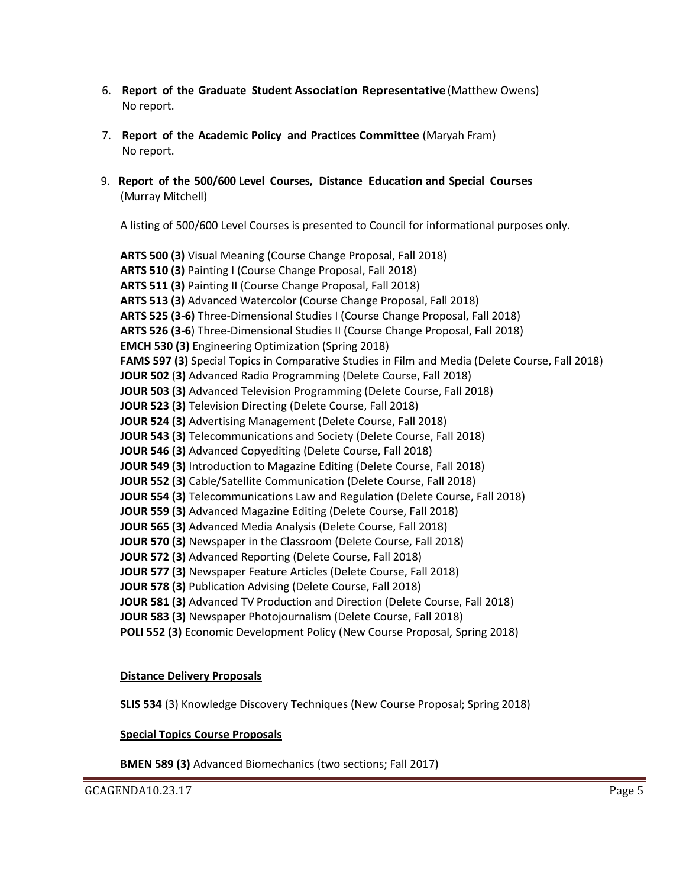6. **Report of the Graduate Student Association Representative** (Matthew Owens)
   No report.

7. **Report of the Academic Policy and Practices Committee** (Maryah Fram)
   No report.

9. **Report of the 500/600 Level Courses, Distance Education and Special Courses** (Murray Mitchell)

   A listing of 500/600 Level Courses is presented to Council for informational purposes only.

   **ARTS 500 (3)** Visual Meaning (Course Change Proposal, Fall 2018)
   **ARTS 510 (3)** Painting I (Course Change Proposal, Fall 2018)
   **ARTS 511 (3)** Painting II (Course Change Proposal, Fall 2018)
   **ARTS 513 (3)** Advanced Watercolor (Course Change Proposal, Fall 2018)
   **ARTS 525 (3-6)** Three-Dimensional Studies I (Course Change Proposal, Fall 2018)
   **ARTS 526 (3-6**) Three-Dimensional Studies II (Course Change Proposal, Fall 2018)
   **EMCH 530 (3)** Engineering Optimization (Spring 2018)
   **FAMS 597 (3)** Special Topics in Comparative Studies in Film and Media (Delete Course, Fall 2018)
   **JOUR 502** (**3)** Advanced Radio Programming (Delete Course, Fall 2018)
   **JOUR 503 (3)** Advanced Television Programming (Delete Course, Fall 2018)
   **JOUR 523 (3)** Television Directing (Delete Course, Fall 2018)
   **JOUR 524 (3)** Advertising Management (Delete Course, Fall 2018)
   **JOUR 543 (3)** Telecommunications and Society (Delete Course, Fall 2018)
   **JOUR 546 (3)** Advanced Copyediting (Delete Course, Fall 2018)
   **JOUR 549 (3)** Introduction to Magazine Editing (Delete Course, Fall 2018)
   **JOUR 552 (3)** Cable/Satellite Communication (Delete Course, Fall 2018)
   **JOUR 554 (3)** Telecommunications Law and Regulation (Delete Course, Fall 2018)
   **JOUR 559 (3)** Advanced Magazine Editing (Delete Course, Fall 2018)
   **JOUR 565 (3)** Advanced Media Analysis (Delete Course, Fall 2018)
   **JOUR 570 (3)** Newspaper in the Classroom (Delete Course, Fall 2018)
   **JOUR 572 (3)** Advanced Reporting (Delete Course, Fall 2018)
   **JOUR 577 (3)** Newspaper Feature Articles (Delete Course, Fall 2018)
   **JOUR 578 (3)** Publication Advising (Delete Course, Fall 2018)
   **JOUR 581 (3)** Advanced TV Production and Direction (Delete Course, Fall 2018)
   **JOUR 583 (3)** Newspaper Photojournalism (Delete Course, Fall 2018)
   **POLI 552 (3)** Economic Development Policy (New Course Proposal, Spring 2018)

   **<u>Distance Delivery Proposals</u>**

   **SLIS 534** (3) Knowledge Discovery Techniques (New Course Proposal; Spring 2018)

   **<u>Special Topics Course Proposals</u>**

   **BMEN 589 (3)** Advanced Biomechanics (two sections; Fall 2017)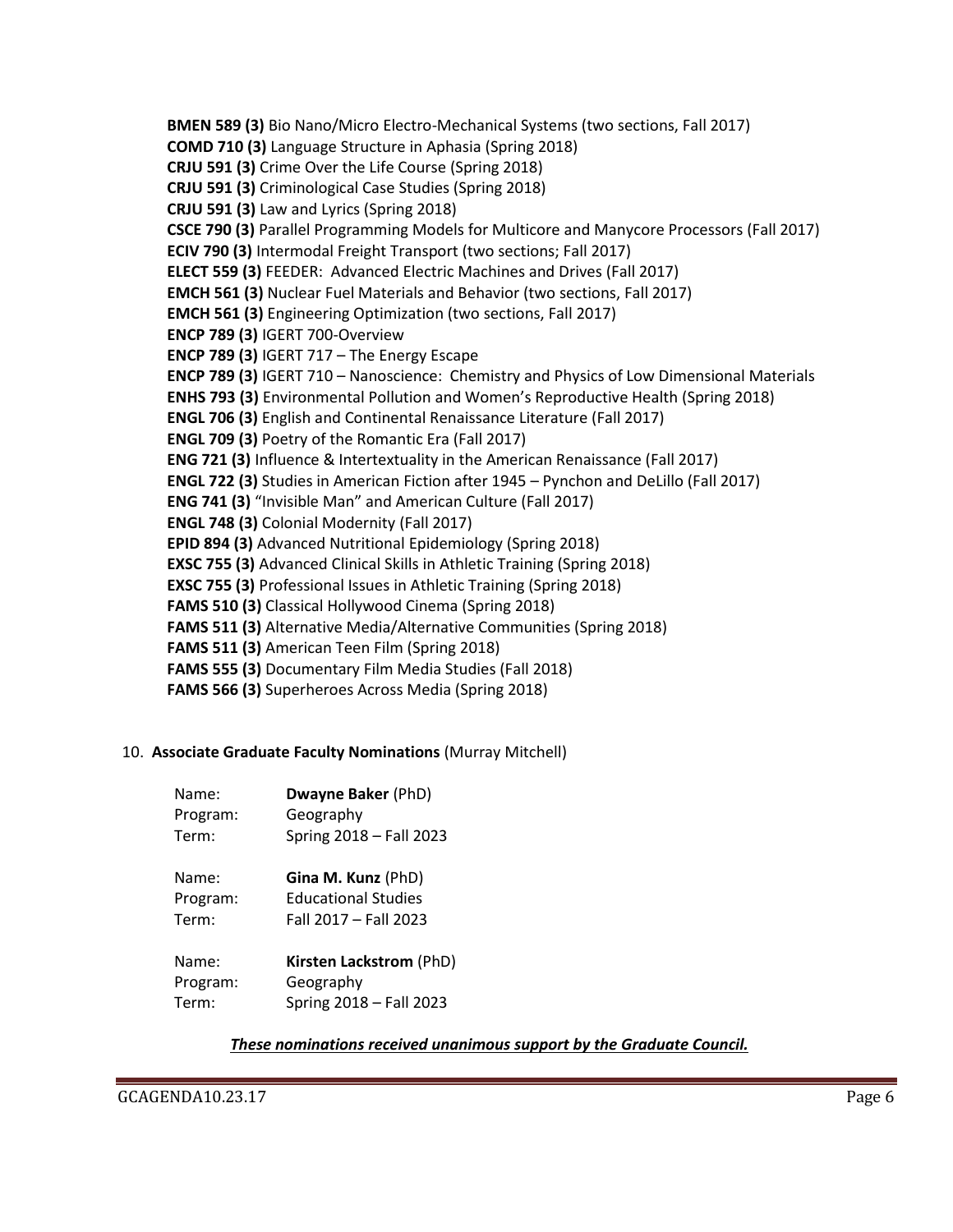**BMEN 589 (3)** Bio Nano/Micro Electro-Mechanical Systems (two sections, Fall 2017)
**COMD 710 (3)** Language Structure in Aphasia (Spring 2018)
**CRJU 591 (3)** Crime Over the Life Course (Spring 2018)
**CRJU 591 (3)** Criminological Case Studies (Spring 2018)
**CRJU 591 (3)** Law and Lyrics (Spring 2018)
**CSCE 790 (3)** Parallel Programming Models for Multicore and Manycore Processors (Fall 2017)
**ECIV 790 (3)** Intermodal Freight Transport (two sections; Fall 2017)
**ELECT 559 (3)** FEEDER: Advanced Electric Machines and Drives (Fall 2017)
**EMCH 561 (3)** Nuclear Fuel Materials and Behavior (two sections, Fall 2017)
**EMCH 561 (3)** Engineering Optimization (two sections, Fall 2017)
**ENCP 789 (3)** IGERT 700-Overview
**ENCP 789 (3)** IGERT 717 – The Energy Escape
**ENCP 789 (3)** IGERT 710 – Nanoscience: Chemistry and Physics of Low Dimensional Materials
**ENHS 793 (3)** Environmental Pollution and Women's Reproductive Health (Spring 2018)
**ENGL 706 (3)** English and Continental Renaissance Literature (Fall 2017)
**ENGL 709 (3)** Poetry of the Romantic Era (Fall 2017)
**ENG 721 (3)** Influence & Intertextuality in the American Renaissance (Fall 2017)
**ENGL 722 (3)** Studies in American Fiction after 1945 – Pynchon and DeLillo (Fall 2017)
**ENG 741 (3)** "Invisible Man" and American Culture (Fall 2017)
**ENGL 748 (3)** Colonial Modernity (Fall 2017)
**EPID 894 (3)** Advanced Nutritional Epidemiology (Spring 2018)
**EXSC 755 (3)** Advanced Clinical Skills in Athletic Training (Spring 2018)
**EXSC 755 (3)** Professional Issues in Athletic Training (Spring 2018)
**FAMS 510 (3)** Classical Hollywood Cinema (Spring 2018)
**FAMS 511 (3)** Alternative Media/Alternative Communities (Spring 2018)
**FAMS 511 (3)** American Teen Film (Spring 2018)
**FAMS 555 (3)** Documentary Film Media Studies (Fall 2018)
**FAMS 566 (3)** Superheroes Across Media (Spring 2018)

10. **Associate Graduate Faculty Nominations** (Murray Mitchell)

Name: **Dwayne Baker** (PhD)
Program: Geography
Term: Spring 2018 – Fall 2023

Name: **Gina M. Kunz** (PhD)
Program: Educational Studies
Term: Fall 2017 – Fall 2023

Name: **Kirsten Lackstrom** (PhD)
Program: Geography
Term: Spring 2018 – Fall 2023

***These nominations received unanimous support by the Graduate Council.***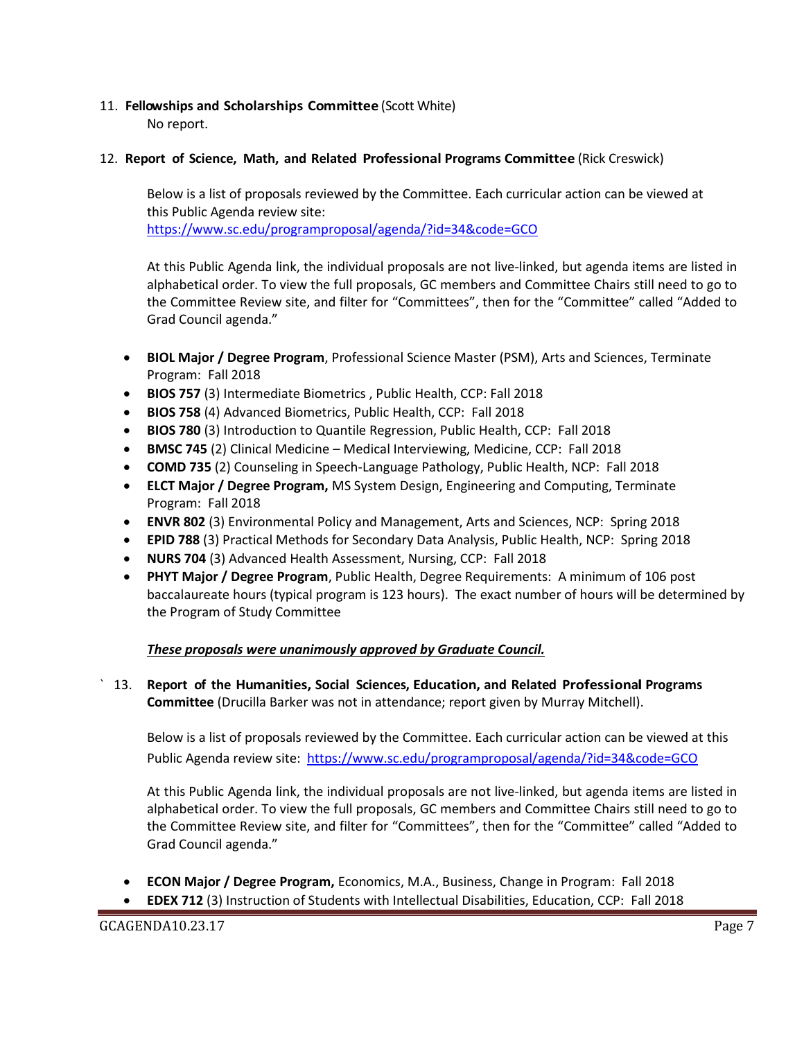11. **Fellowships and Scholarships Committee** (Scott White)
    No report.

12. **Report of Science, Math, and Related Professional Programs Committee** (Rick Creswick)

    Below is a list of proposals reviewed by the Committee. Each curricular action can be viewed at this Public Agenda review site:
    https://www.sc.edu/programproposal/agenda/?id=34&code=GCO

    At this Public Agenda link, the individual proposals are not live-linked, but agenda items are listed in alphabetical order. To view the full proposals, GC members and Committee Chairs still need to go to the Committee Review site, and filter for "Committees", then for the "Committee" called "Added to Grad Council agenda."

    - **BIOL Major / Degree Program**, Professional Science Master (PSM), Arts and Sciences, Terminate Program: Fall 2018
    - **BIOS 757** (3) Intermediate Biometrics , Public Health, CCP: Fall 2018
    - **BIOS 758** (4) Advanced Biometrics, Public Health, CCP: Fall 2018
    - **BIOS 780** (3) Introduction to Quantile Regression, Public Health, CCP: Fall 2018
    - **BMSC 745** (2) Clinical Medicine – Medical Interviewing, Medicine, CCP: Fall 2018
    - **COMD 735** (2) Counseling in Speech-Language Pathology, Public Health, NCP: Fall 2018
    - **ELCT Major / Degree Program,** MS System Design, Engineering and Computing, Terminate Program: Fall 2018
    - **ENVR 802** (3) Environmental Policy and Management, Arts and Sciences, NCP: Spring 2018
    - **EPID 788** (3) Practical Methods for Secondary Data Analysis, Public Health, NCP: Spring 2018
    - **NURS 704** (3) Advanced Health Assessment, Nursing, CCP: Fall 2018
    - **PHYT Major / Degree Program**, Public Health, Degree Requirements: A minimum of 106 post baccalaureate hours (typical program is 123 hours). The exact number of hours will be determined by the Program of Study Committee

    ***These proposals were unanimously approved by Graduate Council.***

13. **Report of the Humanities, Social Sciences, Education, and Related Professional Programs Committee** (Drucilla Barker was not in attendance; report given by Murray Mitchell).

    Below is a list of proposals reviewed by the Committee. Each curricular action can be viewed at this Public Agenda review site: https://www.sc.edu/programproposal/agenda/?id=34&code=GCO

    At this Public Agenda link, the individual proposals are not live-linked, but agenda items are listed in alphabetical order. To view the full proposals, GC members and Committee Chairs still need to go to the Committee Review site, and filter for "Committees", then for the "Committee" called "Added to Grad Council agenda."

    - **ECON Major / Degree Program,** Economics, M.A., Business, Change in Program: Fall 2018
    - **EDEX 712** (3) Instruction of Students with Intellectual Disabilities, Education, CCP: Fall 2018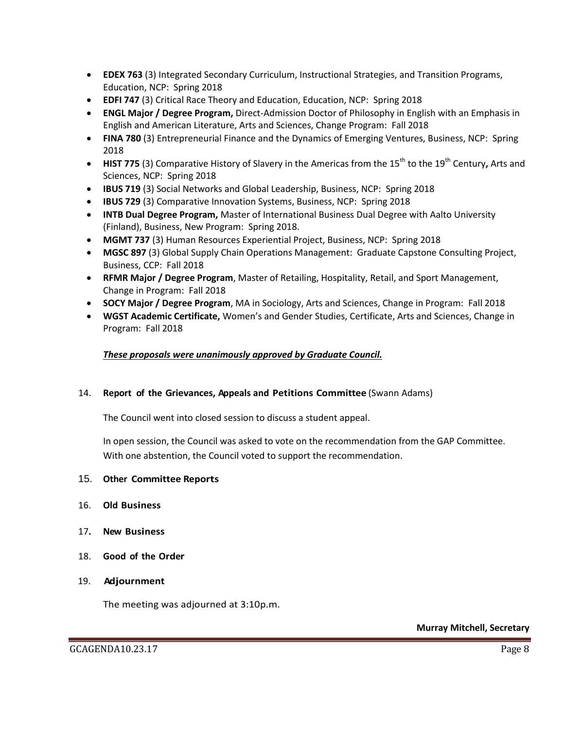- **EDEX 763** (3) Integrated Secondary Curriculum, Instructional Strategies, and Transition Programs, Education, NCP: Spring 2018
- **EDFI 747** (3) Critical Race Theory and Education, Education, NCP: Spring 2018
- **ENGL Major / Degree Program,** Direct-Admission Doctor of Philosophy in English with an Emphasis in English and American Literature, Arts and Sciences, Change Program: Fall 2018
- **FINA 780** (3) Entrepreneurial Finance and the Dynamics of Emerging Ventures, Business, NCP: Spring 2018
- **HIST 775** (3) Comparative History of Slavery in the Americas from the 15th to the 19th Century**,** Arts and Sciences, NCP: Spring 2018
- **IBUS 719** (3) Social Networks and Global Leadership, Business, NCP: Spring 2018
- **IBUS 729** (3) Comparative Innovation Systems, Business, NCP: Spring 2018
- **INTB Dual Degree Program,** Master of International Business Dual Degree with Aalto University (Finland), Business, New Program: Spring 2018.
- **MGMT 737** (3) Human Resources Experiential Project, Business, NCP: Spring 2018
- **MGSC 897** (3) Global Supply Chain Operations Management: Graduate Capstone Consulting Project, Business, CCP: Fall 2018
- **RFMR Major / Degree Program**, Master of Retailing, Hospitality, Retail, and Sport Management, Change in Program: Fall 2018
- **SOCY Major / Degree Program**, MA in Sociology, Arts and Sciences, Change in Program: Fall 2018
- **WGST Academic Certificate,** Women's and Gender Studies, Certificate, Arts and Sciences, Change in Program: Fall 2018

***These proposals were unanimously approved by Graduate Council.***

14. **Report of the Grievances, Appeals and Petitions Committee** (Swann Adams)

    The Council went into closed session to discuss a student appeal.

    In open session, the Council was asked to vote on the recommendation from the GAP Committee. With one abstention, the Council voted to support the recommendation.

15. **Other Committee Reports**

16. **Old Business**

17. **New Business**

18. **Good of the Order**

19. **Adjournment**

    The meeting was adjourned at 3:10p.m.

**Murray Mitchell, Secretary**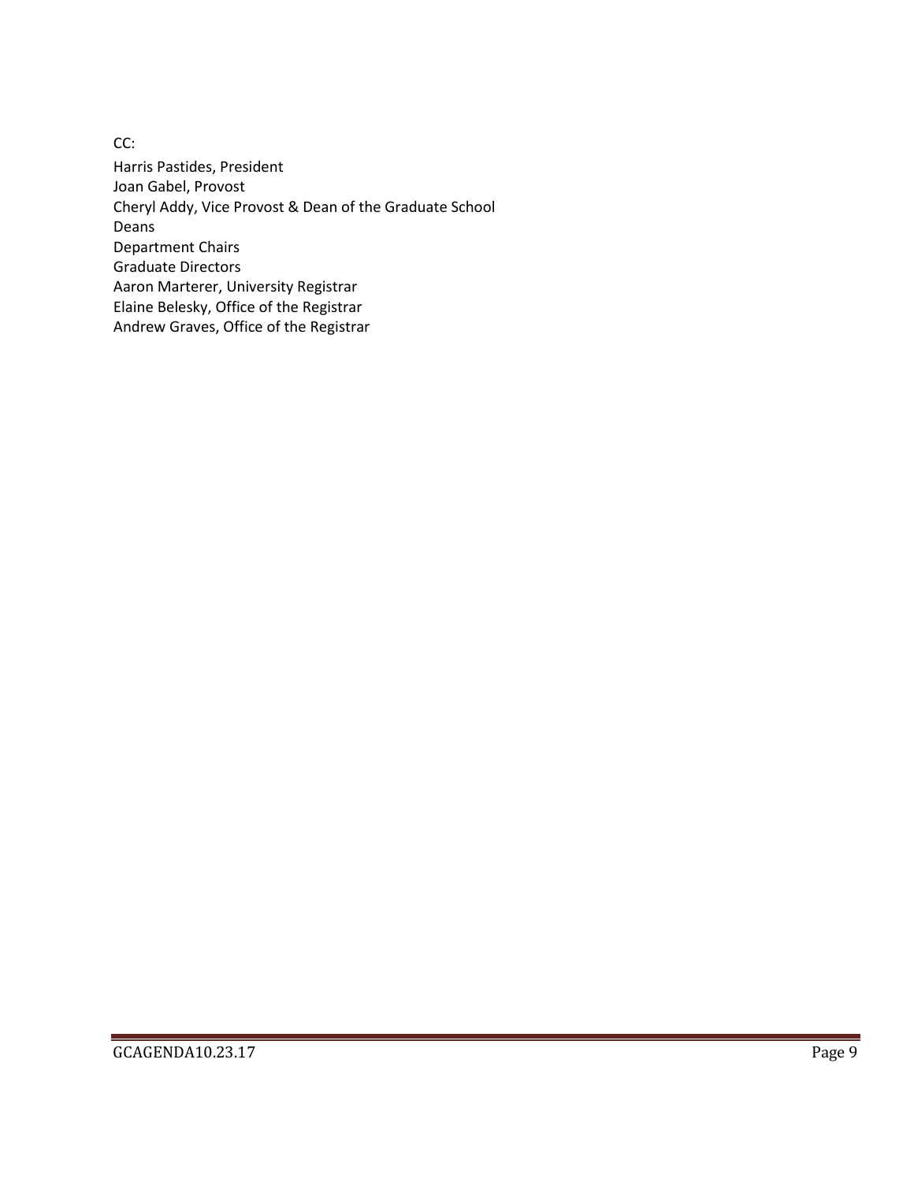CC:

Harris Pastides, President
Joan Gabel, Provost
Cheryl Addy, Vice Provost & Dean of the Graduate School
Deans
Department Chairs
Graduate Directors
Aaron Marterer, University Registrar
Elaine Belesky, Office of the Registrar
Andrew Graves, Office of the Registrar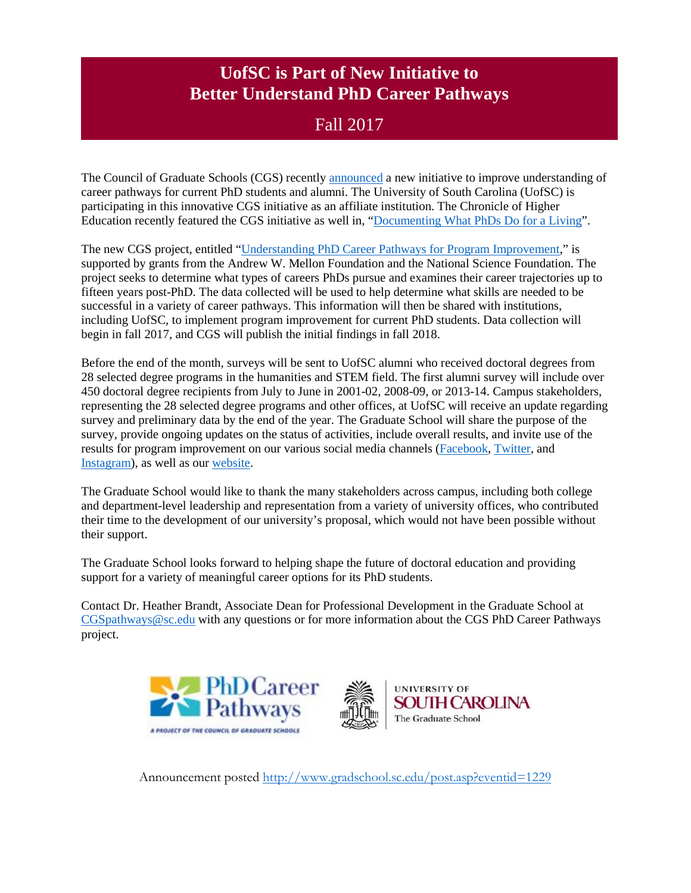# UofSC is Part of New Initiative to Better Understand PhD Career Pathways

## Fall 2017

The Council of Graduate Schools (CGS) recently announced a new initiative to improve understanding of career pathways for current PhD students and alumni. The University of South Carolina (UofSC) is participating in this innovative CGS initiative as an affiliate institution. The Chronicle of Higher Education recently featured the CGS initiative as well in, "Documenting What PhDs Do for a Living".

The new CGS project, entitled "Understanding PhD Career Pathways for Program Improvement," is supported by grants from the Andrew W. Mellon Foundation and the National Science Foundation. The project seeks to determine what types of careers PhDs pursue and examines their career trajectories up to fifteen years post-PhD. The data collected will be used to help determine what skills are needed to be successful in a variety of career pathways. This information will then be shared with institutions, including UofSC, to implement program improvement for current PhD students. Data collection will begin in fall 2017, and CGS will publish the initial findings in fall 2018.

Before the end of the month, surveys will be sent to UofSC alumni who received doctoral degrees from 28 selected degree programs in the humanities and STEM field. The first alumni survey will include over 450 doctoral degree recipients from July to June in 2001-02, 2008-09, or 2013-14. Campus stakeholders, representing the 28 selected degree programs and other offices, at UofSC will receive an update regarding survey and preliminary data by the end of the year. The Graduate School will share the purpose of the survey, provide ongoing updates on the status of activities, include overall results, and invite use of the results for program improvement on our various social media channels (Facebook, Twitter, and Instagram), as well as our website.

The Graduate School would like to thank the many stakeholders across campus, including both college and department-level leadership and representation from a variety of university offices, who contributed their time to the development of our university's proposal, which would not have been possible without their support.

The Graduate School looks forward to helping shape the future of doctoral education and providing support for a variety of meaningful career options for its PhD students.

Contact Dr. Heather Brandt, Associate Dean for Professional Development in the Graduate School at CGSpathways@sc.edu with any questions or for more information about the CGS PhD Career Pathways project.

PhD Career Pathways — A PROJECT OF THE COUNCIL OF GRADUATE SCHOOLS

UNIVERSITY OF SOUTH CAROLINA — The Graduate School

Announcement posted http://www.gradschool.sc.edu/post.asp?eventid=1229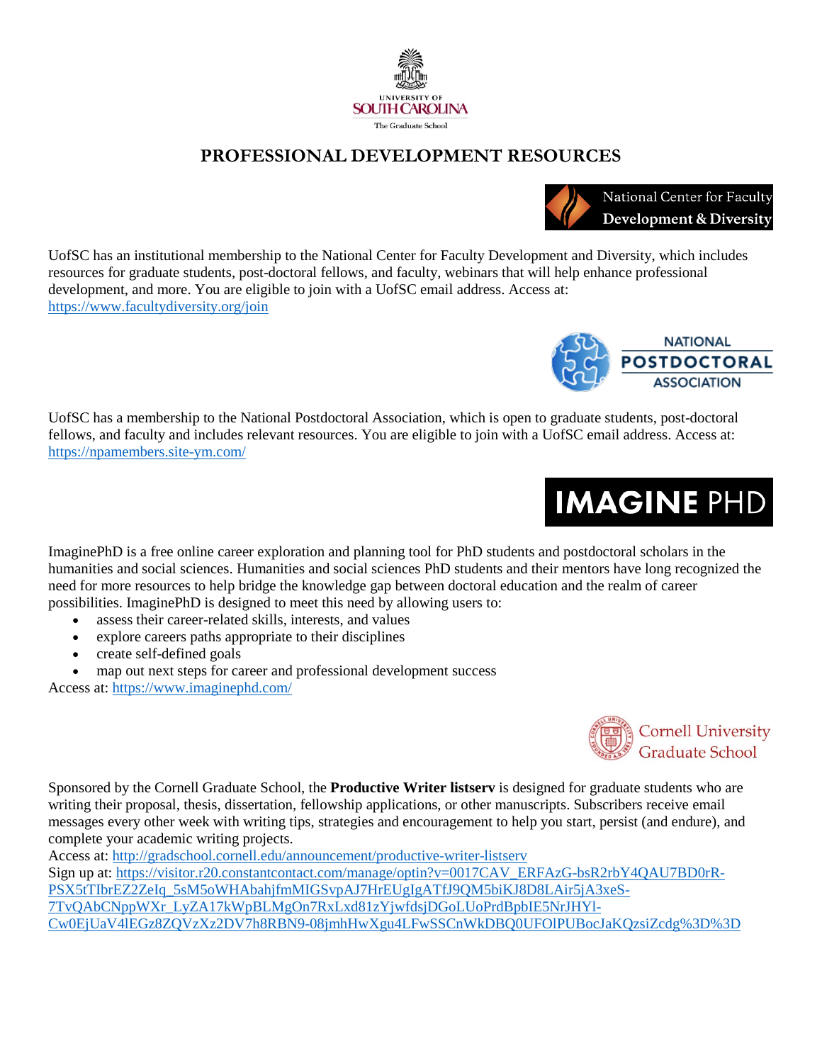UNIVERSITY OF SOUTH CAROLINA
The Graduate School

# PROFESSIONAL DEVELOPMENT RESOURCES

National Center for Faculty Development & Diversity

UofSC has an institutional membership to the National Center for Faculty Development and Diversity, which includes resources for graduate students, post-doctoral fellows, and faculty, webinars that will help enhance professional development, and more. You are eligible to join with a UofSC email address. Access at: https://www.facultydiversity.org/join

NATIONAL POSTDOCTORAL ASSOCIATION

UofSC has a membership to the National Postdoctoral Association, which is open to graduate students, post-doctoral fellows, and faculty and includes relevant resources. You are eligible to join with a UofSC email address. Access at: https://npamembers.site-ym.com/

IMAGINE PHD

ImaginePhD is a free online career exploration and planning tool for PhD students and postdoctoral scholars in the humanities and social sciences. Humanities and social sciences PhD students and their mentors have long recognized the need for more resources to help bridge the knowledge gap between doctoral education and the realm of career possibilities. ImaginePhD is designed to meet this need by allowing users to:

- assess their career-related skills, interests, and values
- explore careers paths appropriate to their disciplines
- create self-defined goals
- map out next steps for career and professional development success

Access at: https://www.imaginephd.com/

Cornell University Graduate School

Sponsored by the Cornell Graduate School, the **Productive Writer listserv** is designed for graduate students who are writing their proposal, thesis, dissertation, fellowship applications, or other manuscripts. Subscribers receive email messages every other week with writing tips, strategies and encouragement to help you start, persist (and endure), and complete your academic writing projects.

Access at: http://gradschool.cornell.edu/announcement/productive-writer-listserv

Sign up at: https://visitor.r20.constantcontact.com/manage/optin?v=0017CAV_ERFAzG-bsR2rbY4QAU7BD0rR-PSX5tTIbrEZ2ZeIq_5sM5oWHAbahjfmMIGSvpAJ7HrEUgIgATfJ9QM5biKJ8D8LAir5jA3xeS-7TvQAbCNppWXr_LyZA17kWpBLMgOn7RxLxd81zYjwfdsjDGoLUoPrdBpbIE5NrJHYl-Cw0EjUaV4lEGz8ZQVzXz2DV7h8RBN9-08jmhHwXgu4LFwSSCnWkDBQ0UFOlPUBocJaKQzsiZcdg%3D%3D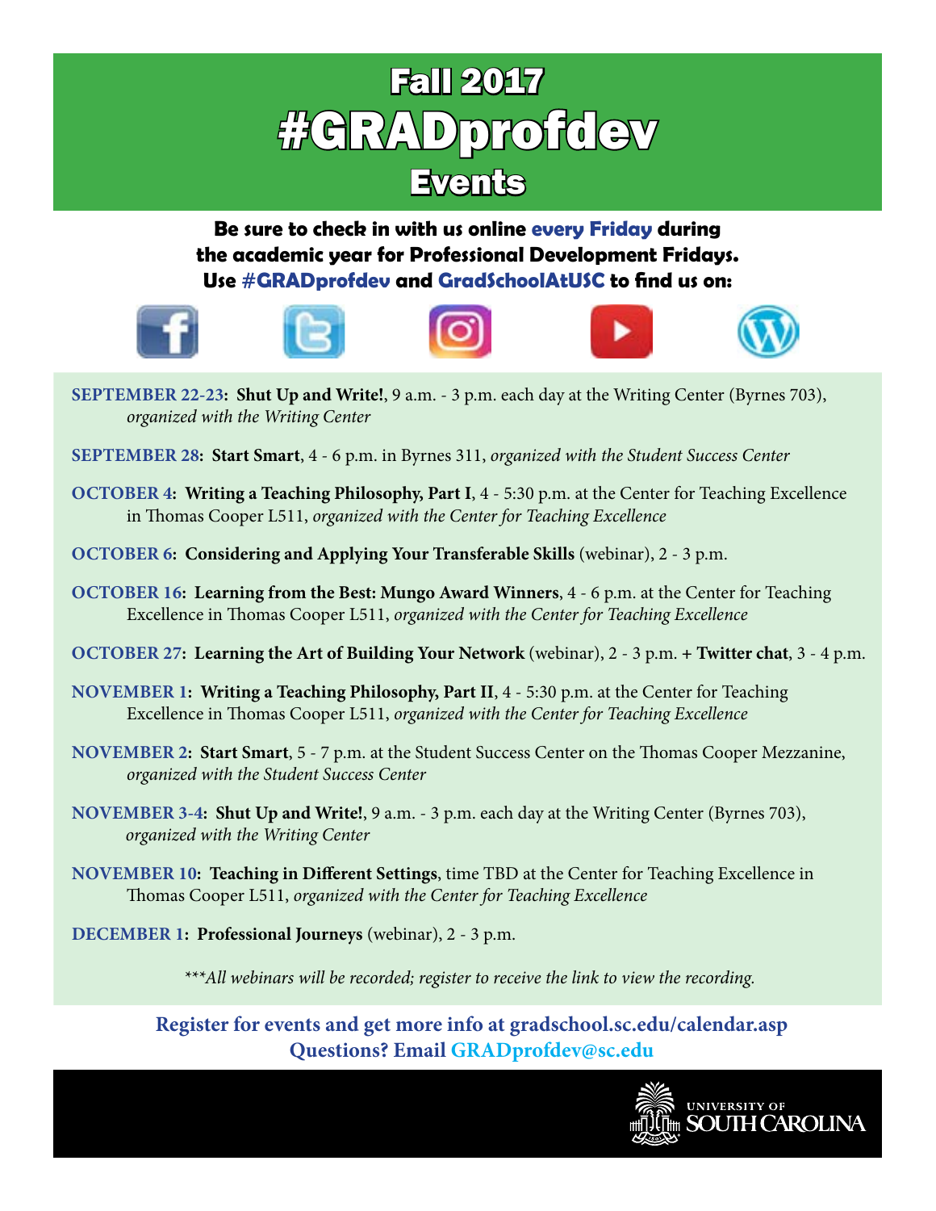# Fall 2017 #GRADprofdev Events

**Be sure to check in with us online every Friday during the academic year for Professional Development Fridays. Use #GRADprofdev and GradSchoolAtUSC to find us on:**

**SEPTEMBER 22-23: Shut Up and Write!**, 9 a.m. - 3 p.m. each day at the Writing Center (Byrnes 703), *organized with the Writing Center*

**SEPTEMBER 28: Start Smart**, 4 - 6 p.m. in Byrnes 311, *organized with the Student Success Center*

**OCTOBER 4: Writing a Teaching Philosophy, Part I**, 4 - 5:30 p.m. at the Center for Teaching Excellence in Thomas Cooper L511, *organized with the Center for Teaching Excellence*

**OCTOBER 6: Considering and Applying Your Transferable Skills** (webinar), 2 - 3 p.m.

**OCTOBER 16: Learning from the Best: Mungo Award Winners**, 4 - 6 p.m. at the Center for Teaching Excellence in Thomas Cooper L511, *organized with the Center for Teaching Excellence*

**OCTOBER 27: Learning the Art of Building Your Network** (webinar), 2 - 3 p.m. **+ Twitter chat**, 3 - 4 p.m.

**NOVEMBER 1: Writing a Teaching Philosophy, Part II**, 4 - 5:30 p.m. at the Center for Teaching Excellence in Thomas Cooper L511, *organized with the Center for Teaching Excellence*

**NOVEMBER 2: Start Smart**, 5 - 7 p.m. at the Student Success Center on the Thomas Cooper Mezzanine, *organized with the Student Success Center*

**NOVEMBER 3-4: Shut Up and Write!**, 9 a.m. - 3 p.m. each day at the Writing Center (Byrnes 703), *organized with the Writing Center*

**NOVEMBER 10: Teaching in Different Settings**, time TBD at the Center for Teaching Excellence in Thomas Cooper L511, *organized with the Center for Teaching Excellence*

**DECEMBER 1: Professional Journeys** (webinar), 2 - 3 p.m.

*\*\*\*All webinars will be recorded; register to receive the link to view the recording.*

**Register for events and get more info at gradschool.sc.edu/calendar.asp**
**Questions? Email GRADprofdev@sc.edu**

UNIVERSITY OF SOUTH CAROLINA